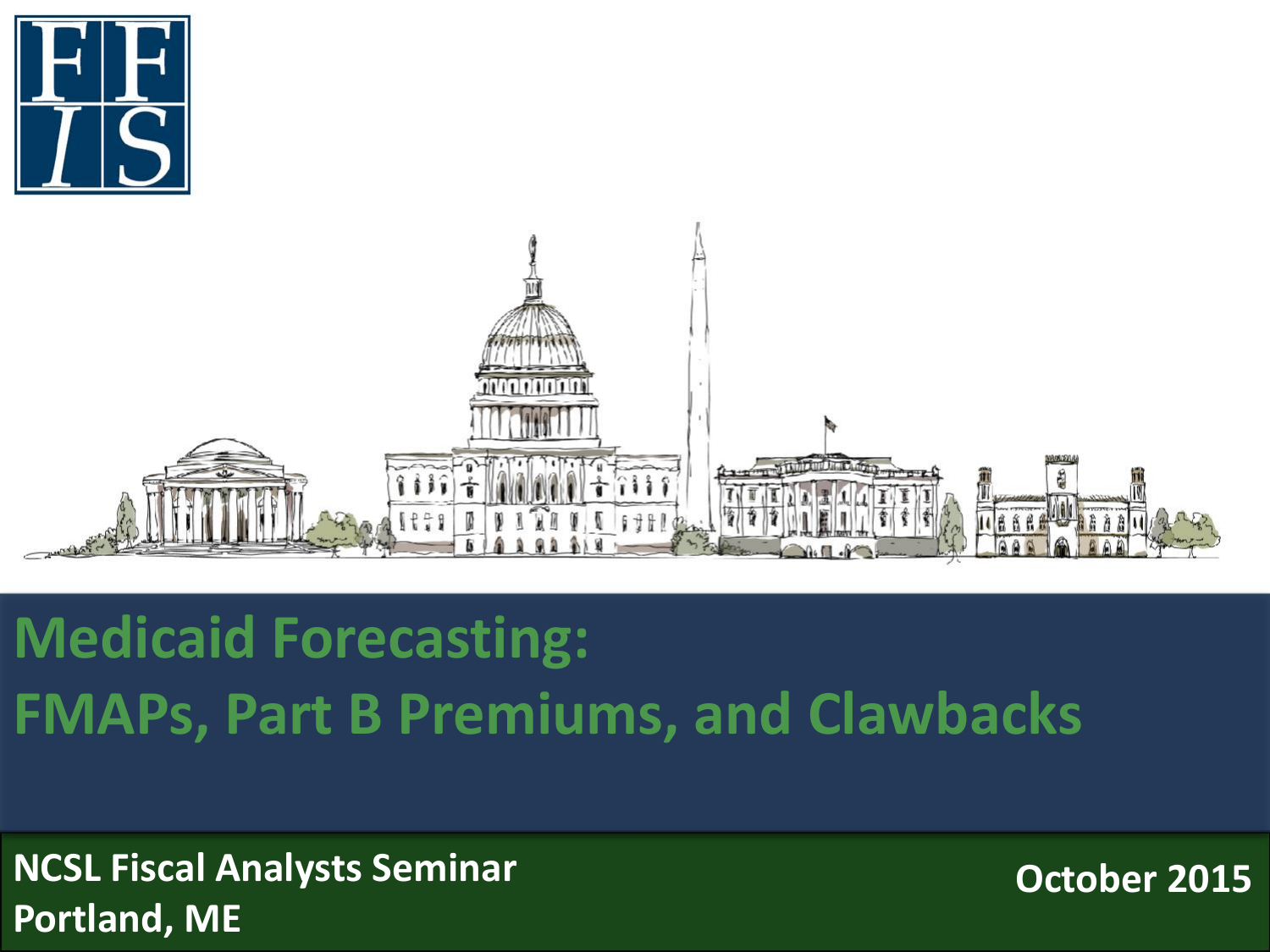# Medicaid Forecasting: FMAPs, Part B Premiums, and Clawbacks

**NCSL Fiscal Analysts Seminar**
**Portland, ME**

**October 2015**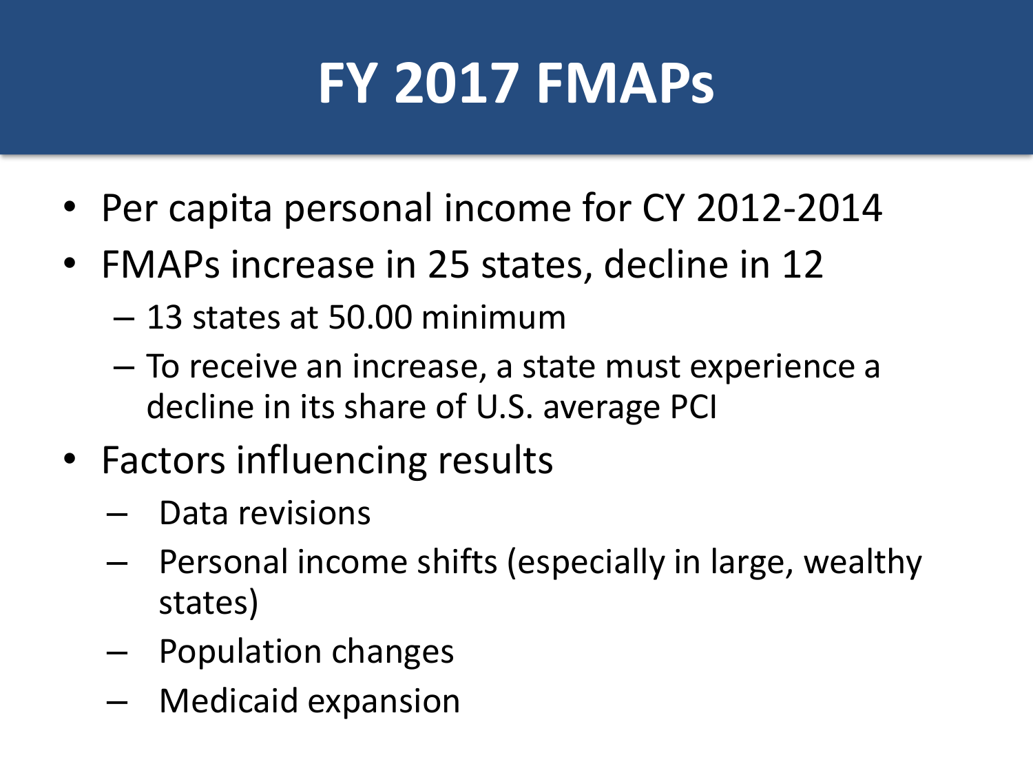# FY 2017 FMAPs

- Per capita personal income for CY 2012-2014
- FMAPs increase in 25 states, decline in 12
  - 13 states at 50.00 minimum
  - To receive an increase, a state must experience a decline in its share of U.S. average PCI
- Factors influencing results
  - Data revisions
  - Personal income shifts (especially in large, wealthy states)
  - Population changes
  - Medicaid expansion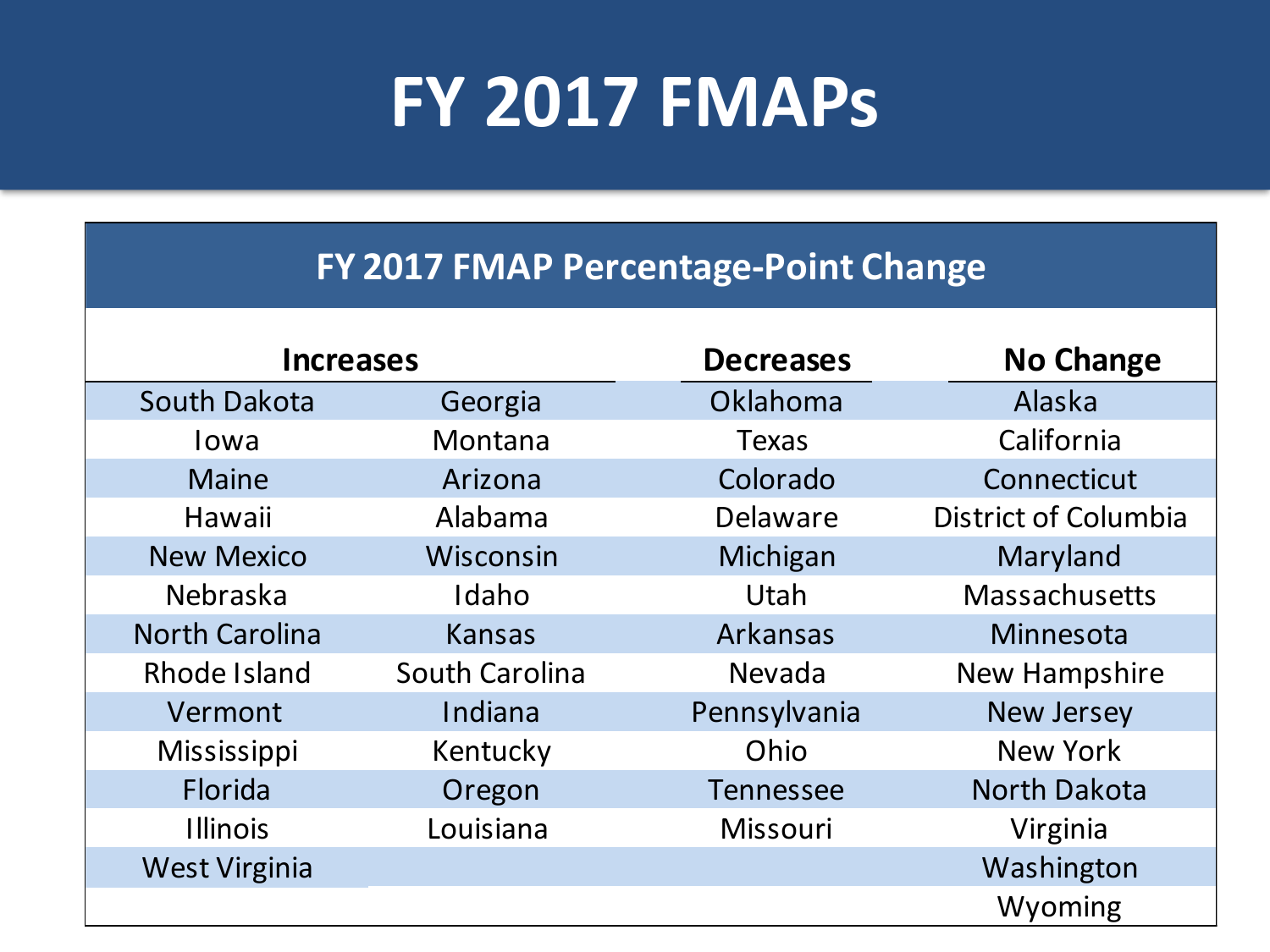# FY 2017 FMAPs

## FY 2017 FMAP Percentage-Point Change

| Increases | | Decreases | No Change |
|---|---|---|---|
| South Dakota | Georgia | Oklahoma | Alaska |
| Iowa | Montana | Texas | California |
| Maine | Arizona | Colorado | Connecticut |
| Hawaii | Alabama | Delaware | District of Columbia |
| New Mexico | Wisconsin | Michigan | Maryland |
| Nebraska | Idaho | Utah | Massachusetts |
| North Carolina | Kansas | Arkansas | Minnesota |
| Rhode Island | South Carolina | Nevada | New Hampshire |
| Vermont | Indiana | Pennsylvania | New Jersey |
| Mississippi | Kentucky | Ohio | New York |
| Florida | Oregon | Tennessee | North Dakota |
| Illinois | Louisiana | Missouri | Virginia |
| West Virginia | | | Washington |
| | | | Wyoming |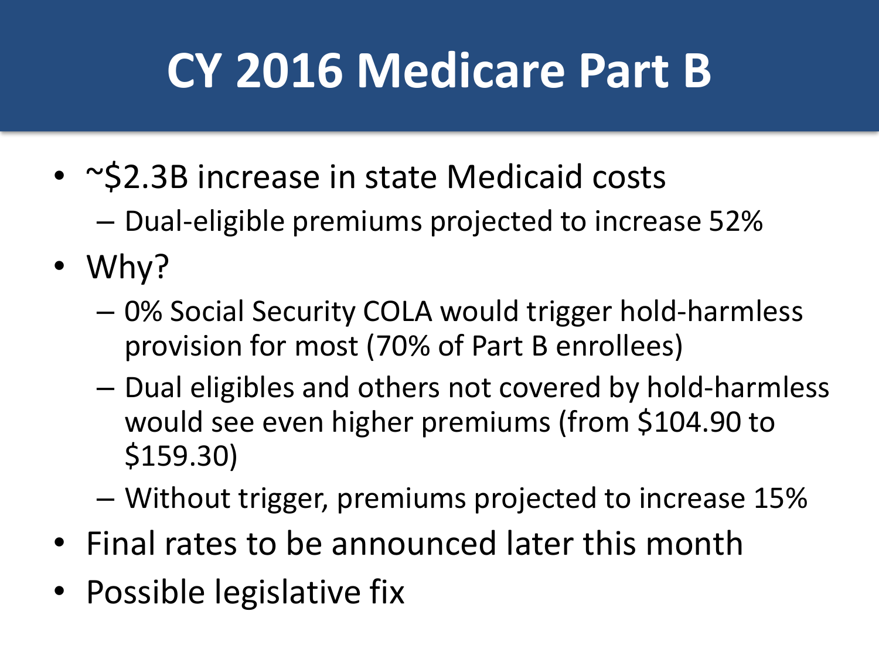# CY 2016 Medicare Part B

- ~$2.3B increase in state Medicaid costs
  - Dual-eligible premiums projected to increase 52%
- Why?
  - 0% Social Security COLA would trigger hold-harmless provision for most (70% of Part B enrollees)
  - Dual eligibles and others not covered by hold-harmless would see even higher premiums (from $104.90 to $159.30)
  - Without trigger, premiums projected to increase 15%
- Final rates to be announced later this month
- Possible legislative fix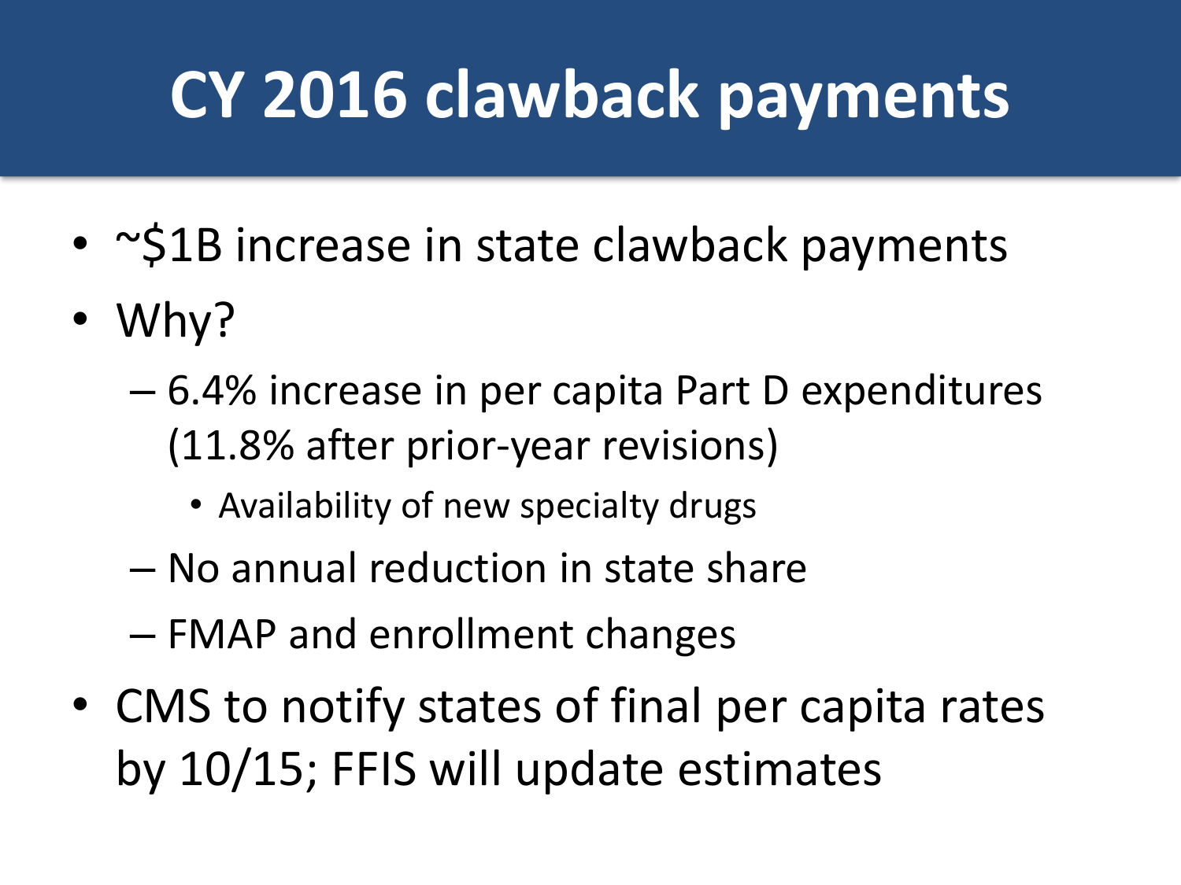# CY 2016 clawback payments

- ~$1B increase in state clawback payments
- Why?
  - 6.4% increase in per capita Part D expenditures (11.8% after prior-year revisions)
    - Availability of new specialty drugs
  - No annual reduction in state share
  - FMAP and enrollment changes
- CMS to notify states of final per capita rates by 10/15; FFIS will update estimates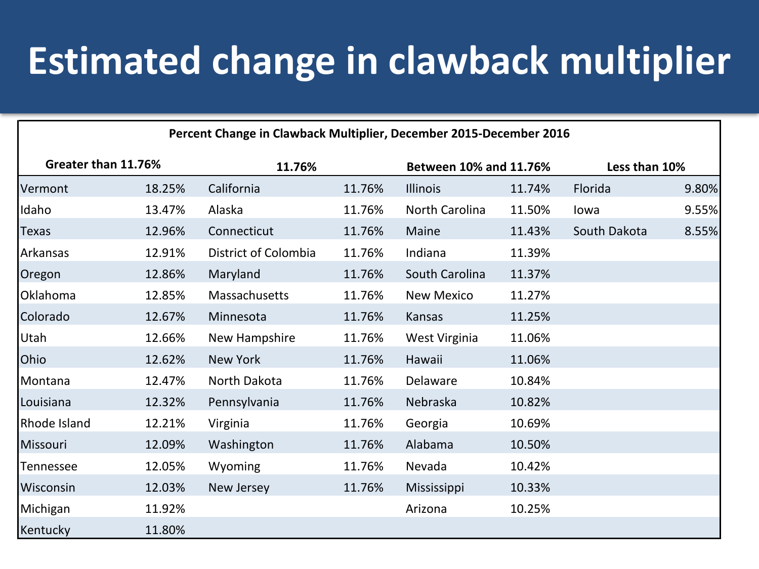# Estimated change in clawback multiplier

**Percent Change in Clawback Multiplier, December 2015-December 2016**

| Greater than 11.76% | | 11.76% | | Between 10% and 11.76% | | Less than 10% | |
|---|---|---|---|---|---|---|---|
| Vermont | 18.25% | California | 11.76% | Illinois | 11.74% | Florida | 9.80% |
| Idaho | 13.47% | Alaska | 11.76% | North Carolina | 11.50% | Iowa | 9.55% |
| Texas | 12.96% | Connecticut | 11.76% | Maine | 11.43% | South Dakota | 8.55% |
| Arkansas | 12.91% | District of Colombia | 11.76% | Indiana | 11.39% | | |
| Oregon | 12.86% | Maryland | 11.76% | South Carolina | 11.37% | | |
| Oklahoma | 12.85% | Massachusetts | 11.76% | New Mexico | 11.27% | | |
| Colorado | 12.67% | Minnesota | 11.76% | Kansas | 11.25% | | |
| Utah | 12.66% | New Hampshire | 11.76% | West Virginia | 11.06% | | |
| Ohio | 12.62% | New York | 11.76% | Hawaii | 11.06% | | |
| Montana | 12.47% | North Dakota | 11.76% | Delaware | 10.84% | | |
| Louisiana | 12.32% | Pennsylvania | 11.76% | Nebraska | 10.82% | | |
| Rhode Island | 12.21% | Virginia | 11.76% | Georgia | 10.69% | | |
| Missouri | 12.09% | Washington | 11.76% | Alabama | 10.50% | | |
| Tennessee | 12.05% | Wyoming | 11.76% | Nevada | 10.42% | | |
| Wisconsin | 12.03% | New Jersey | 11.76% | Mississippi | 10.33% | | |
| Michigan | 11.92% | | | Arizona | 10.25% | | |
| Kentucky | 11.80% | | | | | | |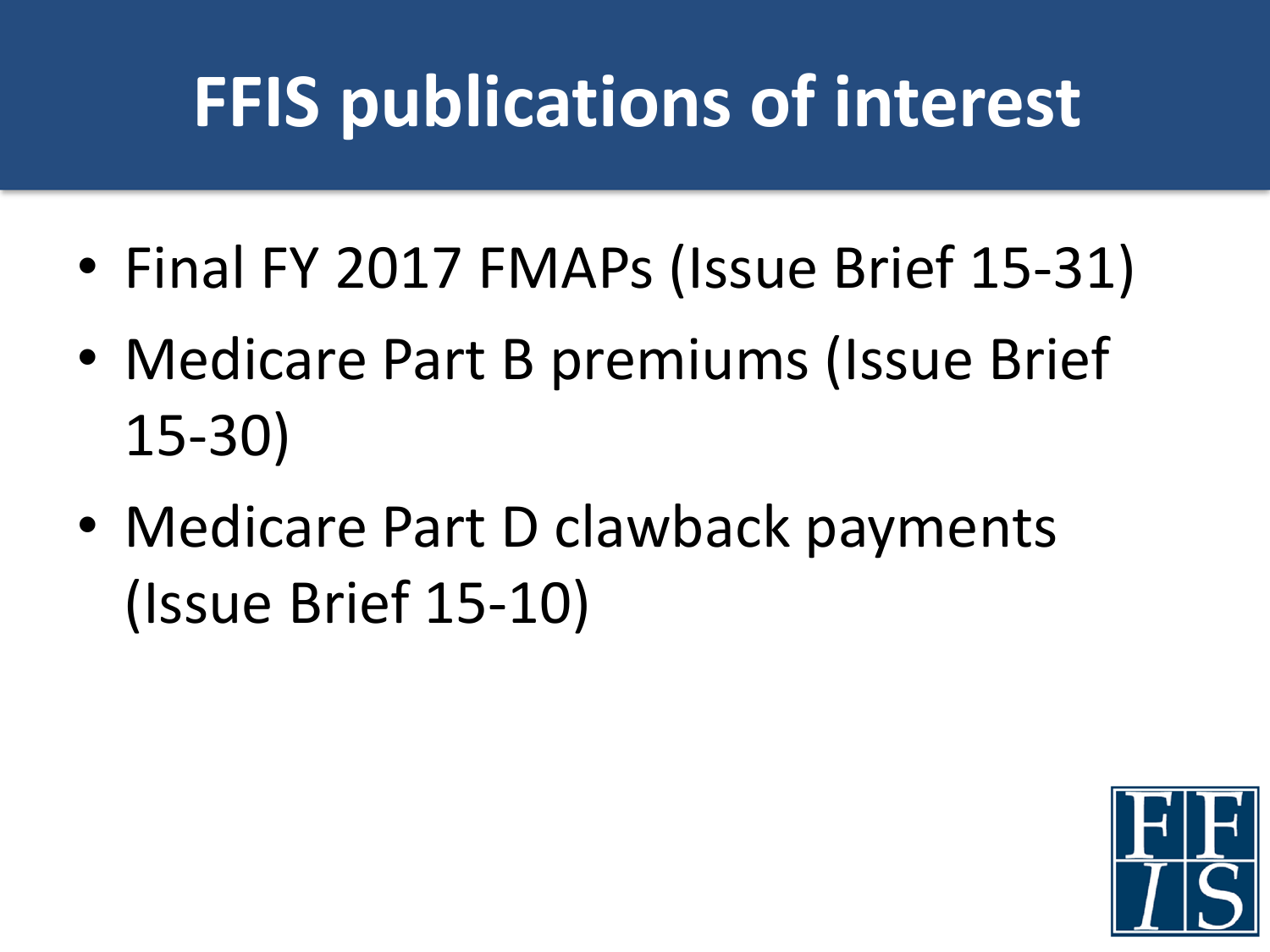# FFIS publications of interest

- Final FY 2017 FMAPs (Issue Brief 15-31)
- Medicare Part B premiums (Issue Brief 15-30)
- Medicare Part D clawback payments (Issue Brief 15-10)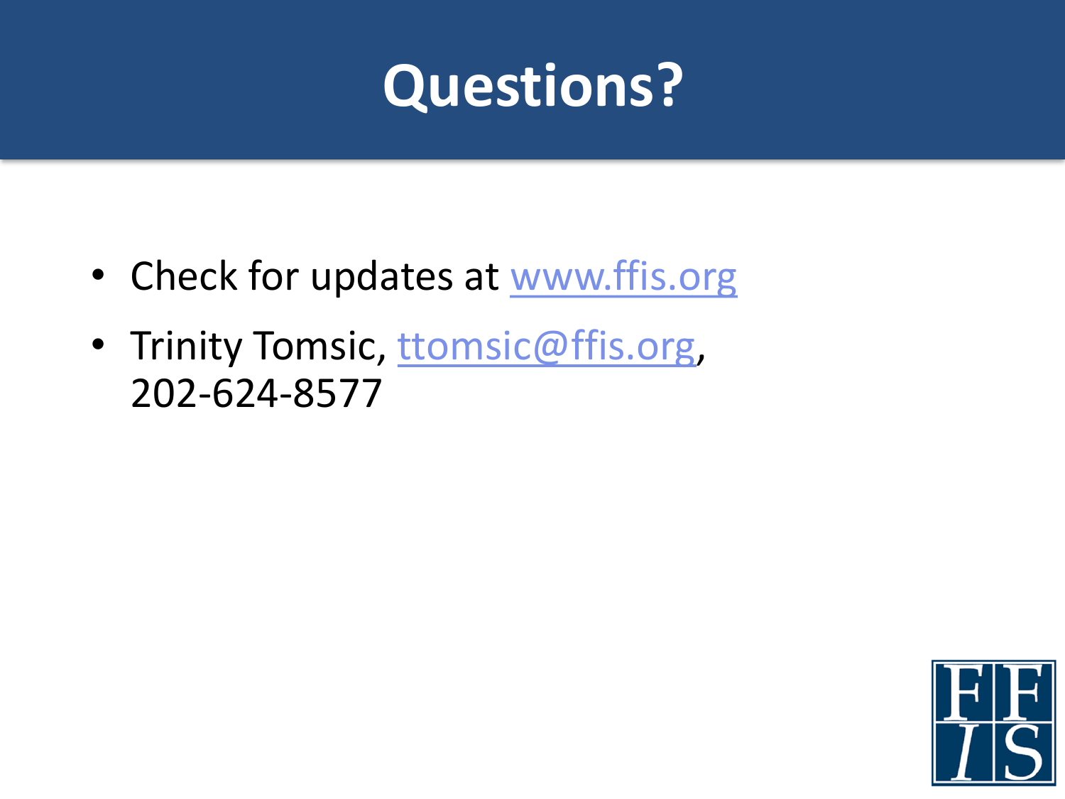# Questions?

- Check for updates at www.ffis.org
- Trinity Tomsic, ttomsic@ffis.org, 202-624-8577